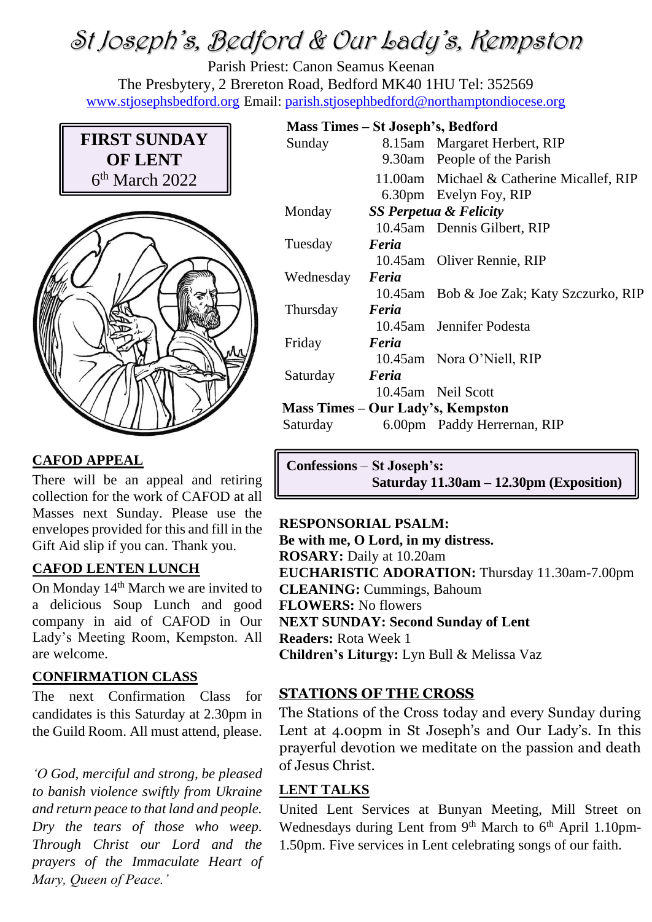# St Joseph's, Bedford & Our Lady's, Kempston

Parish Priest: Canon Seamus Keenan
The Presbytery, 2 Brereton Road, Bedford MK40 1HU Tel: 352569
www.stjosephsbedford.org Email: parish.stjosephbedford@northamptondiocese.org

**FIRST SUNDAY OF LENT**
6th March 2022

**Mass Times – St Joseph's, Bedford**

| | | |
|---|---|---|
| Sunday | 8.15am | Margaret Herbert, RIP |
| | 9.30am | People of the Parish |
| | 11.00am | Michael & Catherine Micallef, RIP |
| | 6.30pm | Evelyn Foy, RIP |
| Monday | ***SS Perpetua & Felicity*** | |
| | 10.45am | Dennis Gilbert, RIP |
| Tuesday | ***Feria*** | |
| | 10.45am | Oliver Rennie, RIP |
| Wednesday | ***Feria*** | |
| | 10.45am | Bob & Joe Zak; Katy Szczurko, RIP |
| Thursday | ***Feria*** | |
| | 10.45am | Jennifer Podesta |
| Friday | ***Feria*** | |
| | 10.45am | Nora O'Niell, RIP |
| Saturday | ***Feria*** | |
| | 10.45am | Neil Scott |

**Mass Times – Our Lady's, Kempston**

| | | |
|---|---|---|
| Saturday | 6.00pm | Paddy Herrernan, RIP |

**Confessions – St Joseph's:**
**Saturday 11.30am – 12.30pm (Exposition)**

## CAFOD APPEAL

There will be an appeal and retiring collection for the work of CAFOD at all Masses next Sunday. Please use the envelopes provided for this and fill in the Gift Aid slip if you can. Thank you.

## CAFOD LENTEN LUNCH

On Monday 14th March we are invited to a delicious Soup Lunch and good company in aid of CAFOD in Our Lady's Meeting Room, Kempston. All are welcome.

## CONFIRMATION CLASS

The next Confirmation Class for candidates is this Saturday at 2.30pm in the Guild Room. All must attend, please.

*'O God, merciful and strong, be pleased to banish violence swiftly from Ukraine and return peace to that land and people. Dry the tears of those who weep. Through Christ our Lord and the prayers of the Immaculate Heart of Mary, Queen of Peace.'*

**RESPONSORIAL PSALM:**
**Be with me, O Lord, in my distress.**
**ROSARY:** Daily at 10.20am
**EUCHARISTIC ADORATION:** Thursday 11.30am-7.00pm
**CLEANING:** Cummings, Bahoum
**FLOWERS:** No flowers
**NEXT SUNDAY: Second Sunday of Lent**
**Readers:** Rota Week 1
**Children's Liturgy:** Lyn Bull & Melissa Vaz

## STATIONS OF THE CROSS

The Stations of the Cross today and every Sunday during Lent at 4.00pm in St Joseph's and Our Lady's. In this prayerful devotion we meditate on the passion and death of Jesus Christ.

## LENT TALKS

United Lent Services at Bunyan Meeting, Mill Street on Wednesdays during Lent from 9th March to 6th April 1.10pm-1.50pm. Five services in Lent celebrating songs of our faith.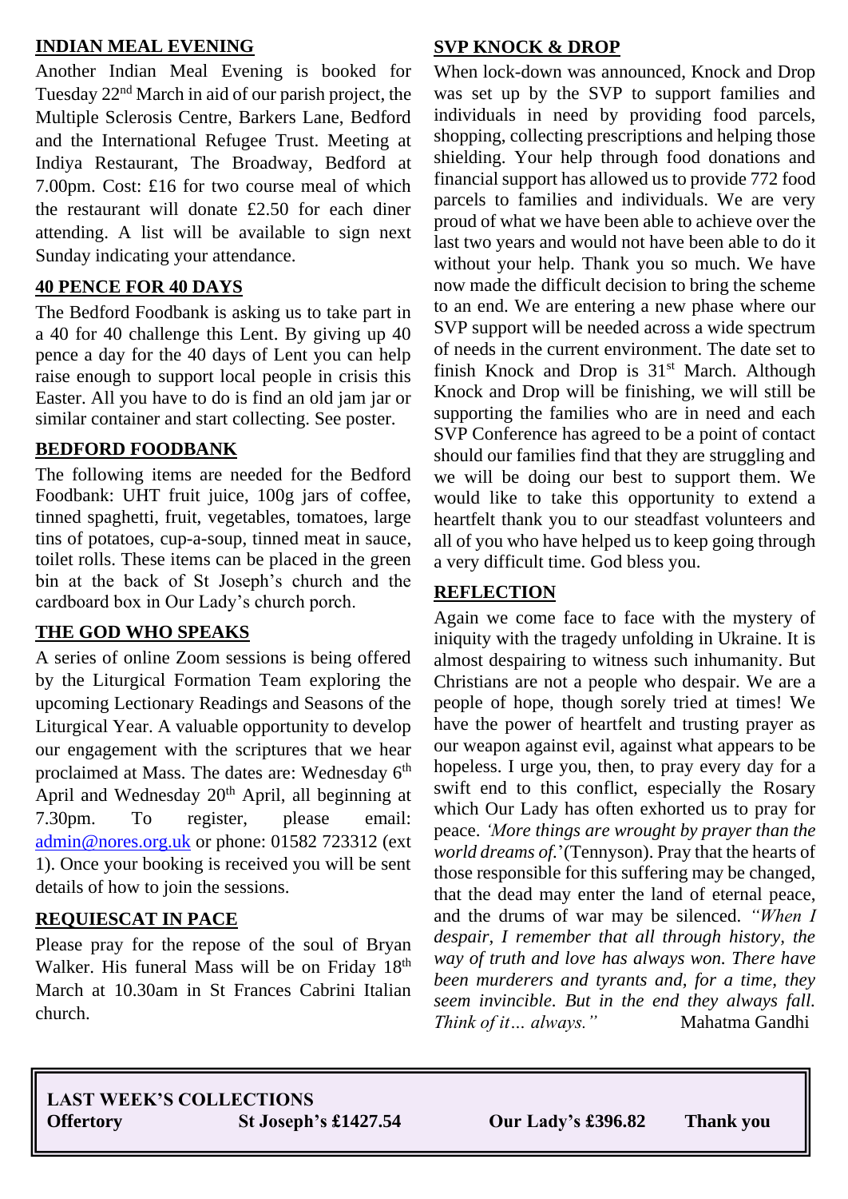## INDIAN MEAL EVENING

Another Indian Meal Evening is booked for Tuesday 22nd March in aid of our parish project, the Multiple Sclerosis Centre, Barkers Lane, Bedford and the International Refugee Trust. Meeting at Indiya Restaurant, The Broadway, Bedford at 7.00pm. Cost: £16 for two course meal of which the restaurant will donate £2.50 for each diner attending. A list will be available to sign next Sunday indicating your attendance.

## 40 PENCE FOR 40 DAYS

The Bedford Foodbank is asking us to take part in a 40 for 40 challenge this Lent. By giving up 40 pence a day for the 40 days of Lent you can help raise enough to support local people in crisis this Easter. All you have to do is find an old jam jar or similar container and start collecting. See poster.

## BEDFORD FOODBANK

The following items are needed for the Bedford Foodbank: UHT fruit juice, 100g jars of coffee, tinned spaghetti, fruit, vegetables, tomatoes, large tins of potatoes, cup-a-soup, tinned meat in sauce, toilet rolls. These items can be placed in the green bin at the back of St Joseph's church and the cardboard box in Our Lady's church porch.

## THE GOD WHO SPEAKS

A series of online Zoom sessions is being offered by the Liturgical Formation Team exploring the upcoming Lectionary Readings and Seasons of the Liturgical Year. A valuable opportunity to develop our engagement with the scriptures that we hear proclaimed at Mass. The dates are: Wednesday 6th April and Wednesday 20th April, all beginning at 7.30pm. To register, please email: admin@nores.org.uk or phone: 01582 723312 (ext 1). Once your booking is received you will be sent details of how to join the sessions.

## REQUIESCAT IN PACE

Please pray for the repose of the soul of Bryan Walker. His funeral Mass will be on Friday 18th March at 10.30am in St Frances Cabrini Italian church.

## SVP KNOCK & DROP

When lock-down was announced, Knock and Drop was set up by the SVP to support families and individuals in need by providing food parcels, shopping, collecting prescriptions and helping those shielding. Your help through food donations and financial support has allowed us to provide 772 food parcels to families and individuals. We are very proud of what we have been able to achieve over the last two years and would not have been able to do it without your help. Thank you so much. We have now made the difficult decision to bring the scheme to an end. We are entering a new phase where our SVP support will be needed across a wide spectrum of needs in the current environment. The date set to finish Knock and Drop is 31st March. Although Knock and Drop will be finishing, we will still be supporting the families who are in need and each SVP Conference has agreed to be a point of contact should our families find that they are struggling and we will be doing our best to support them. We would like to take this opportunity to extend a heartfelt thank you to our steadfast volunteers and all of you who have helped us to keep going through a very difficult time. God bless you.

## REFLECTION

Again we come face to face with the mystery of iniquity with the tragedy unfolding in Ukraine. It is almost despairing to witness such inhumanity. But Christians are not a people who despair. We are a people of hope, though sorely tried at times! We have the power of heartfelt and trusting prayer as our weapon against evil, against what appears to be hopeless. I urge you, then, to pray every day for a swift end to this conflict, especially the Rosary which Our Lady has often exhorted us to pray for peace. *'More things are wrought by prayer than the world dreams of.'*(Tennyson). Pray that the hearts of those responsible for this suffering may be changed, that the dead may enter the land of eternal peace, and the drums of war may be silenced. *"When I despair, I remember that all through history, the way of truth and love has always won. There have been murderers and tyrants and, for a time, they seem invincible. But in the end they always fall. Think of it… always."* Mahatma Gandhi

**LAST WEEK'S COLLECTIONS**
**Offertory St Joseph's £1427.54 Our Lady's £396.82 Thank you**